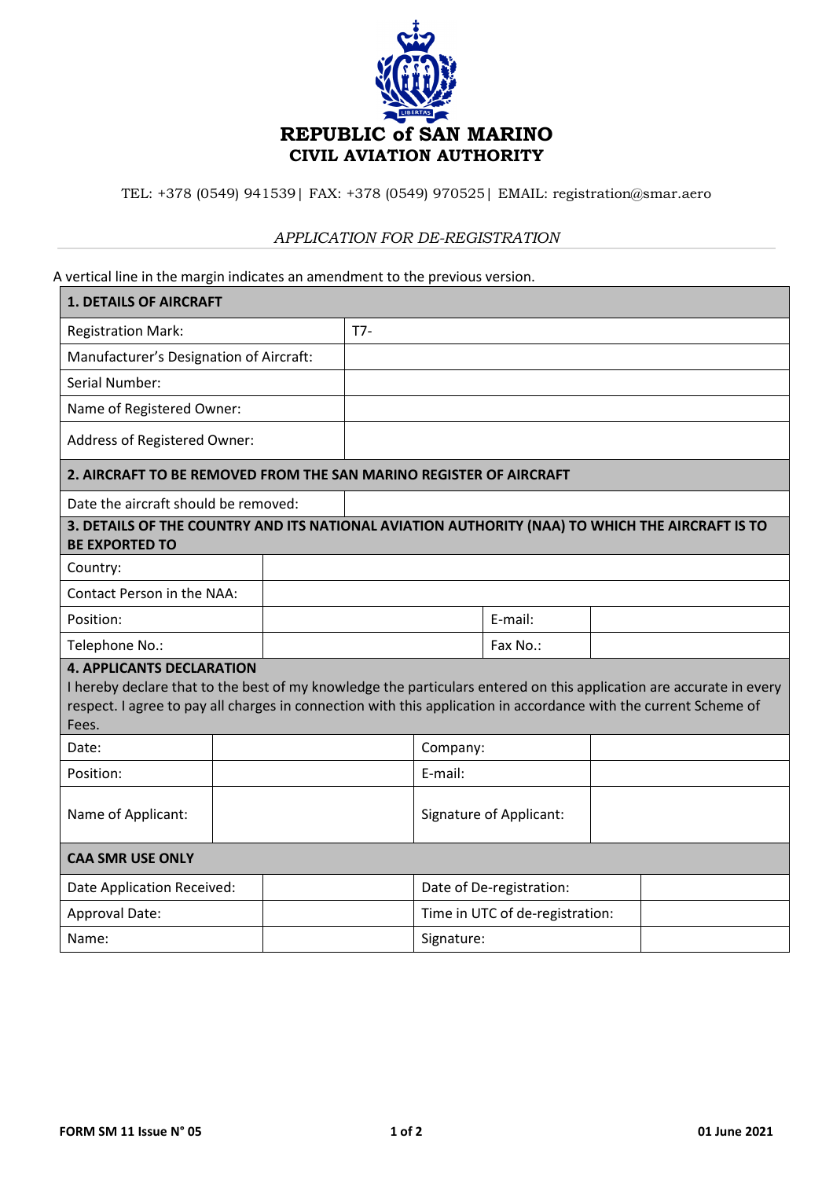# REPUBLIC of SAN MARINO
## CIVIL AVIATION AUTHORITY

TEL: +378 (0549) 941539| FAX: +378 (0549) 970525| EMAIL: registration@smar.aero

*APPLICATION FOR DE-REGISTRATION*

A vertical line in the margin indicates an amendment to the previous version.

| **1. DETAILS OF AIRCRAFT** | |
|---|---|
| Registration Mark: | T7- |
| Manufacturer's Designation of Aircraft: | |
| Serial Number: | |
| Name of Registered Owner: | |
| Address of Registered Owner: | |

| **2. AIRCRAFT TO BE REMOVED FROM THE SAN MARINO REGISTER OF AIRCRAFT** | |
|---|---|
| Date the aircraft should be removed: | |

| **3. DETAILS OF THE COUNTRY AND ITS NATIONAL AVIATION AUTHORITY (NAA) TO WHICH THE AIRCRAFT IS TO BE EXPORTED TO** | | | |
|---|---|---|---|
| Country: | | | |
| Contact Person in the NAA: | | | |
| Position: | | E-mail: | |
| Telephone No.: | | Fax No.: | |

**4. APPLICANTS DECLARATION**

I hereby declare that to the best of my knowledge the particulars entered on this application are accurate in every respect. I agree to pay all charges in connection with this application in accordance with the current Scheme of Fees.

| Date: | | Company: | |
|---|---|---|---|
| Position: | | E-mail: | |
| Name of Applicant: | | Signature of Applicant: | |

| **CAA SMR USE ONLY** | | | |
|---|---|---|---|
| Date Application Received: | | Date of De-registration: | |
| Approval Date: | | Time in UTC of de-registration: | |
| Name: | | Signature: | |

FORM SM 11 Issue N° 05 | 01 June 2021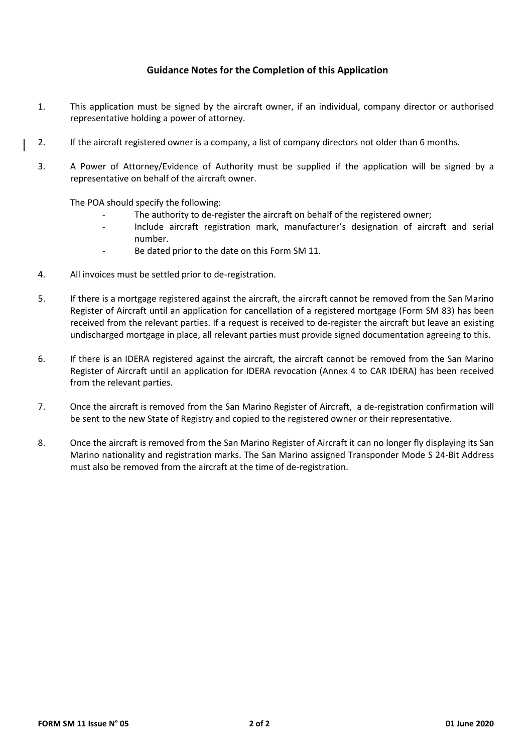**Guidance Notes for the Completion of this Application**

1. This application must be signed by the aircraft owner, if an individual, company director or authorised representative holding a power of attorney.

2. If the aircraft registered owner is a company, a list of company directors not older than 6 months.

3. A Power of Attorney/Evidence of Authority must be supplied if the application will be signed by a representative on behalf of the aircraft owner.

   The POA should specify the following:
   - The authority to de-register the aircraft on behalf of the registered owner;
   - Include aircraft registration mark, manufacturer's designation of aircraft and serial number.
   - Be dated prior to the date on this Form SM 11.

4. All invoices must be settled prior to de-registration.

5. If there is a mortgage registered against the aircraft, the aircraft cannot be removed from the San Marino Register of Aircraft until an application for cancellation of a registered mortgage (Form SM 83) has been received from the relevant parties. If a request is received to de-register the aircraft but leave an existing undischarged mortgage in place, all relevant parties must provide signed documentation agreeing to this.

6. If there is an IDERA registered against the aircraft, the aircraft cannot be removed from the San Marino Register of Aircraft until an application for IDERA revocation (Annex 4 to CAR IDERA) has been received from the relevant parties.

7. Once the aircraft is removed from the San Marino Register of Aircraft, a de-registration confirmation will be sent to the new State of Registry and copied to the registered owner or their representative.

8. Once the aircraft is removed from the San Marino Register of Aircraft it can no longer fly displaying its San Marino nationality and registration marks. The San Marino assigned Transponder Mode S 24-Bit Address must also be removed from the aircraft at the time of de-registration.